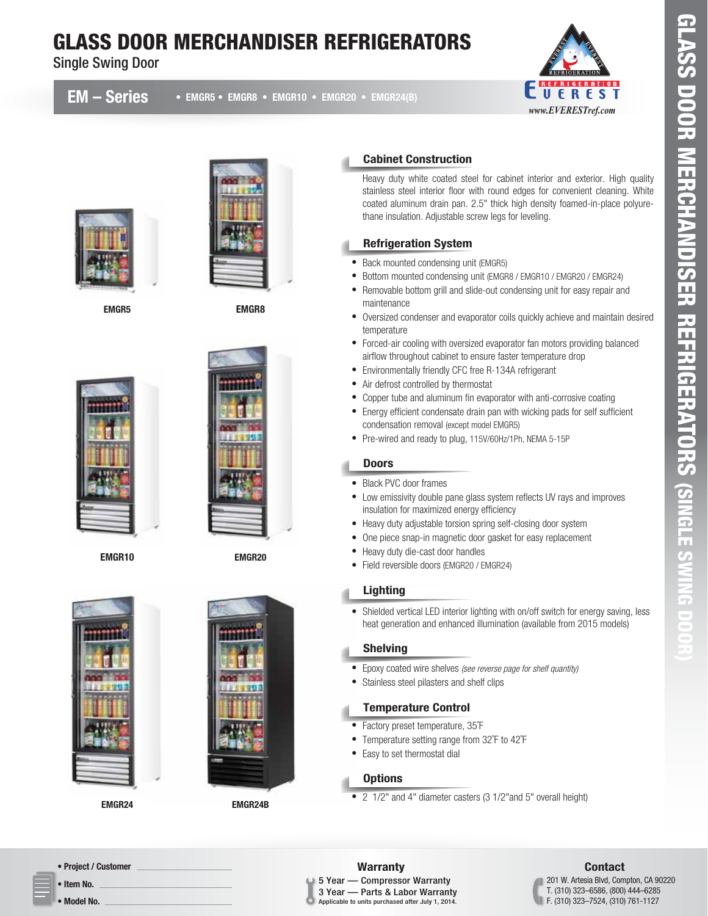# GLASS DOOR MERCHANDISER REFRIGERATORS

Single Swing Door

## EM – Series

• EMGR5 • EMGR8 • EMGR10 • EMGR20 • EMGR24(B)

EVEREST REFRIGERATION
www.EVERESTref.com

GLASS DOOR MERCHANDISER REFRIGERATORS (SINGLE SWING DOOR)

EMGR5

EMGR8

EMGR10

EMGR20

EMGR24

EMGR24B

### Cabinet Construction

Heavy duty white coated steel for cabinet interior and exterior. High quality stainless steel interior floor with round edges for convenient cleaning. White coated aluminum drain pan. 2.5" thick high density foamed-in-place polyurethane insulation. Adjustable screw legs for leveling.

### Refrigeration System

- Back mounted condensing unit (EMGR5)
- Bottom mounted condensing unit (EMGR8 / EMGR10 / EMGR20 / EMGR24)
- Removable bottom grill and slide-out condensing unit for easy repair and maintenance
- Oversized condenser and evaporator coils quickly achieve and maintain desired temperature
- Forced-air cooling with oversized evaporator fan motors providing balanced airflow throughout cabinet to ensure faster temperature drop
- Environmentally friendly CFC free R-134A refrigerant
- Air defrost controlled by thermostat
- Copper tube and aluminum fin evaporator with anti-corrosive coating
- Energy efficient condensate drain pan with wicking pads for self sufficient condensation removal (except model EMGR5)
- Pre-wired and ready to plug, 115V/60Hz/1Ph, NEMA 5-15P

### Doors

- Black PVC door frames
- Low emissivity double pane glass system reflects UV rays and improves insulation for maximized energy efficiency
- Heavy duty adjustable torsion spring self-closing door system
- One piece snap-in magnetic door gasket for easy replacement
- Heavy duty die-cast door handles
- Field reversible doors (EMGR20 / EMGR24)

### Lighting

- Shielded vertical LED interior lighting with on/off switch for energy saving, less heat generation and enhanced illumination (available from 2015 models)

### Shelving

- Epoxy coated wire shelves *(see reverse page for shelf quantity)*
- Stainless steel pilasters and shelf clips

### Temperature Control

- Factory preset temperature, 35˚F
- Temperature setting range from 32˚F to 42˚F
- Easy to set thermostat dial

### Options

- 2 1/2" and 4" diameter casters (3 1/2"and 5" overall height)

---

- **Project / Customer** ____________________
- **Item No.** ____________________
- **Model No.** ____________________

**Warranty**

**5 Year — Compressor Warranty**
**3 Year — Parts & Labor Warranty**
**Applicable to units purchased after July 1, 2014.**

**Contact**

201 W. Artesia Blvd, Compton, CA 90220
T. (310) 323–6586, (800) 444–6285
F. (310) 323–7524, (310) 761-1127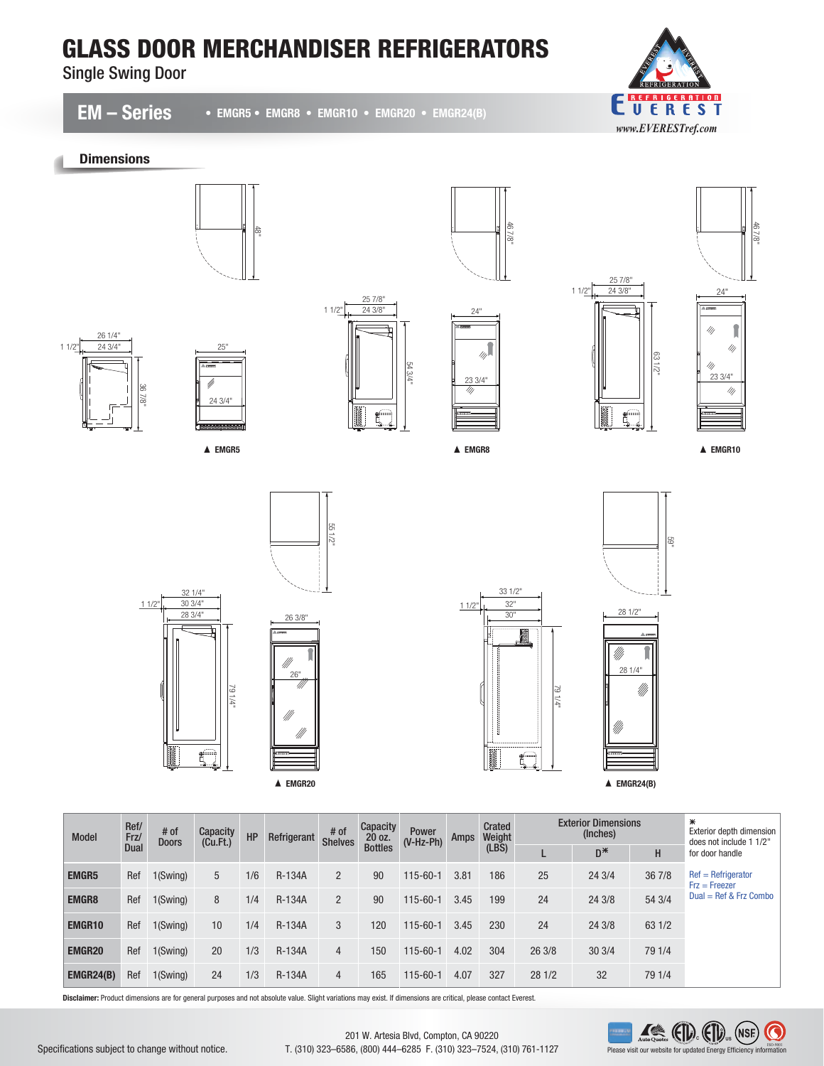# GLASS DOOR MERCHANDISER REFRIGERATORS

Single Swing Door

## EM – Series

• EMGR5 • EMGR8 • EMGR10 • EMGR20 • EMGR24(B)

www.EVERESTref.com

### Dimensions

▲ EMGR5

▲ EMGR8

▲ EMGR10

▲ EMGR20

▲ EMGR24(B)

| Model | Ref/ Frz/ Dual | # of Doors | Capacity (Cu.Ft.) | HP | Refrigerant | # of Shelves | Capacity 20 oz. Bottles | Power (V-Hz-Ph) | Amps | Crated Weight (LBS) | Exterior Dimensions (Inches) | | |
|---|---|---|---|---|---|---|---|---|---|---|---|---|---|
| | | | | | | | | | | | L | D* | H |
| EMGR5 | Ref | 1(Swing) | 5 | 1/6 | R-134A | 2 | 90 | 115-60-1 | 3.81 | 186 | 25 | 24 3/4 | 36 7/8 |
| EMGR8 | Ref | 1(Swing) | 8 | 1/4 | R-134A | 2 | 90 | 115-60-1 | 3.45 | 199 | 24 | 24 3/8 | 54 3/4 |
| EMGR10 | Ref | 1(Swing) | 10 | 1/4 | R-134A | 3 | 120 | 115-60-1 | 3.45 | 230 | 24 | 24 3/8 | 63 1/2 |
| EMGR20 | Ref | 1(Swing) | 20 | 1/3 | R-134A | 4 | 150 | 115-60-1 | 4.02 | 304 | 26 3/8 | 30 3/4 | 79 1/4 |
| EMGR24(B) | Ref | 1(Swing) | 24 | 1/3 | R-134A | 4 | 165 | 115-60-1 | 4.07 | 327 | 28 1/2 | 32 | 79 1/4 |

* Exterior depth dimension does not include 1 1/2" for door handle

Ref = Refrigerator
Frz = Freezer
Dual = Ref & Frz Combo

**Disclaimer:** Product dimensions are for general purposes and not absolute value. Slight variations may exist. If dimensions are critical, please contact Everest.

Specifications subject to change without notice.

201 W. Artesia Blvd, Compton, CA 90220
T. (310) 323–6586, (800) 444–6285 F. (310) 323–7524, (310) 761-1127

Please visit our website for updated Energy Efficiency information